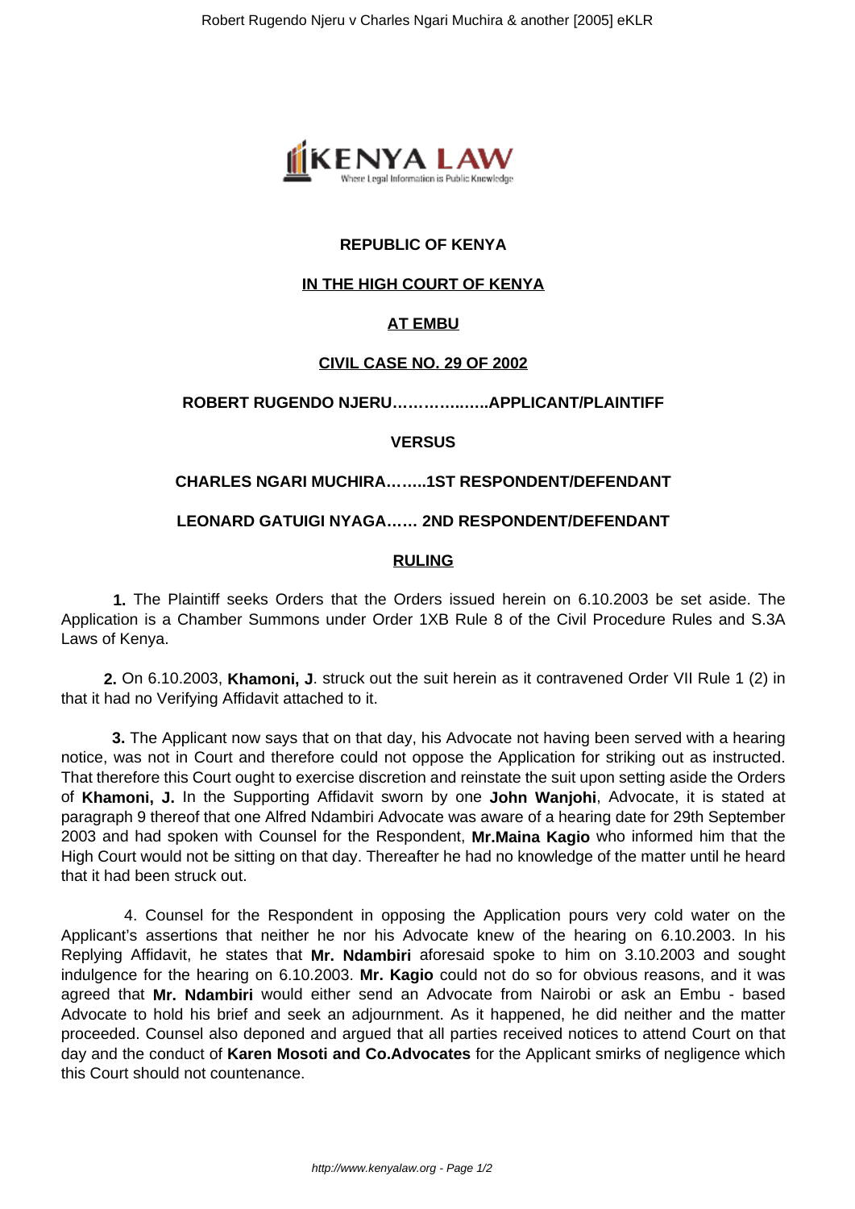**REPUBLIC OF KENYA**

**IN THE HIGH COURT OF KENYA**

**AT EMBU**

**CIVIL CASE NO. 29 OF 2002**

**ROBERT RUGENDO NJERU……………..APPLICANT/PLAINTIFF**

**VERSUS**

**CHARLES NGARI MUCHIRA……..1ST RESPONDENT/DEFENDANT**

**LEONARD GATUIGI NYAGA…… 2ND RESPONDENT/DEFENDANT**

**RULING**

**1.** The Plaintiff seeks Orders that the Orders issued herein on 6.10.2003 be set aside. The Application is a Chamber Summons under Order 1XB Rule 8 of the Civil Procedure Rules and S.3A Laws of Kenya.

**2.** On 6.10.2003, **Khamoni, J**. struck out the suit herein as it contravened Order VII Rule 1 (2) in that it had no Verifying Affidavit attached to it.

**3.** The Applicant now says that on that day, his Advocate not having been served with a hearing notice, was not in Court and therefore could not oppose the Application for striking out as instructed. That therefore this Court ought to exercise discretion and reinstate the suit upon setting aside the Orders of **Khamoni, J.** In the Supporting Affidavit sworn by one **John Wanjohi**, Advocate, it is stated at paragraph 9 thereof that one Alfred Ndambiri Advocate was aware of a hearing date for 29th September 2003 and had spoken with Counsel for the Respondent, **Mr.Maina Kagio** who informed him that the High Court would not be sitting on that day. Thereafter he had no knowledge of the matter until he heard that it had been struck out.

4. Counsel for the Respondent in opposing the Application pours very cold water on the Applicant's assertions that neither he nor his Advocate knew of the hearing on 6.10.2003. In his Replying Affidavit, he states that **Mr. Ndambiri** aforesaid spoke to him on 3.10.2003 and sought indulgence for the hearing on 6.10.2003. **Mr. Kagio** could not do so for obvious reasons, and it was agreed that **Mr. Ndambiri** would either send an Advocate from Nairobi or ask an Embu - based Advocate to hold his brief and seek an adjournment. As it happened, he did neither and the matter proceeded. Counsel also deponed and argued that all parties received notices to attend Court on that day and the conduct of **Karen Mosoti and Co.Advocates** for the Applicant smirks of negligence which this Court should not countenance.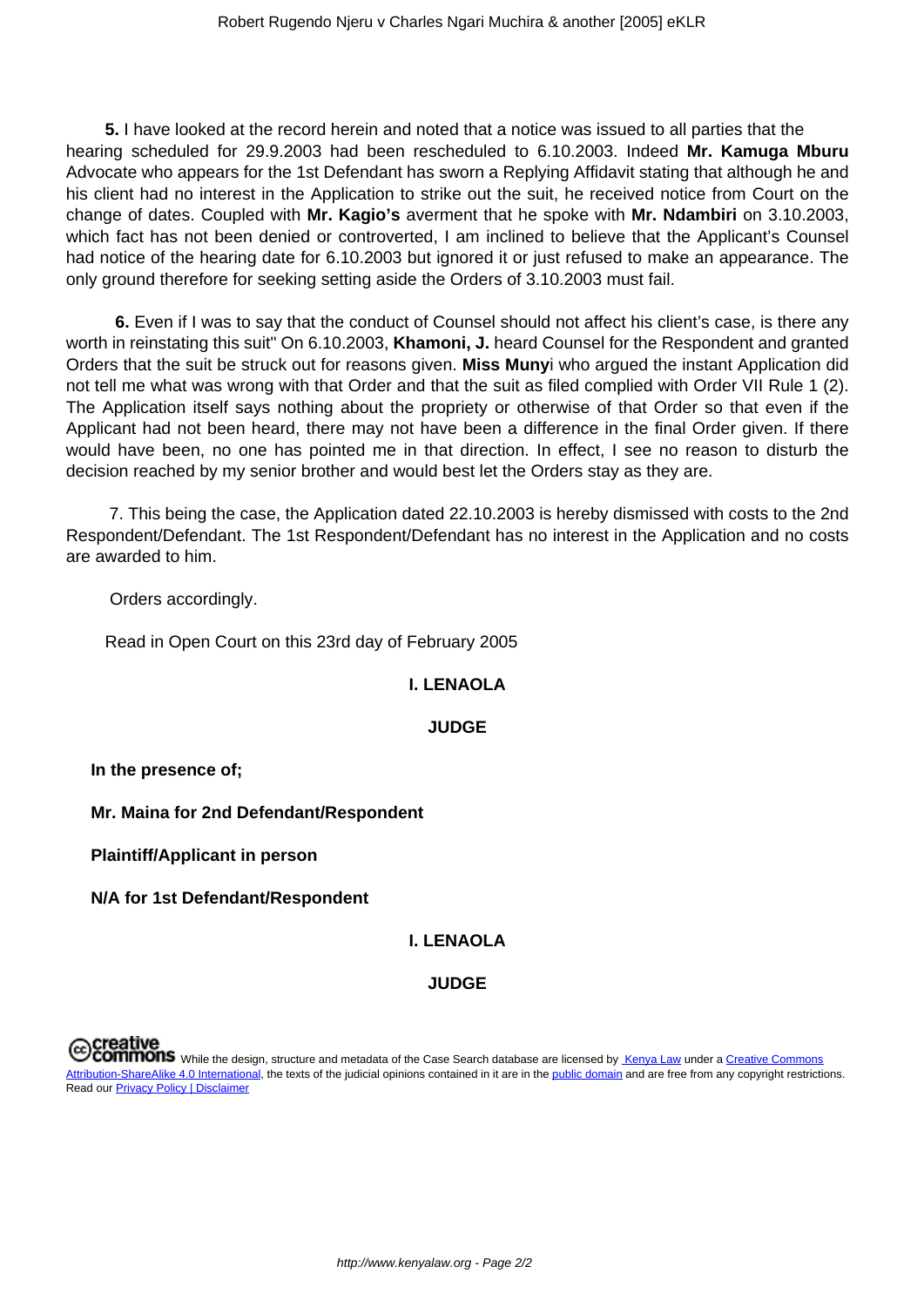**5.** I have looked at the record herein and noted that a notice was issued to all parties that the hearing scheduled for 29.9.2003 had been rescheduled to 6.10.2003. Indeed **Mr. Kamuga Mburu** Advocate who appears for the 1st Defendant has sworn a Replying Affidavit stating that although he and his client had no interest in the Application to strike out the suit, he received notice from Court on the change of dates. Coupled with **Mr. Kagio's** averment that he spoke with **Mr. Ndambiri** on 3.10.2003, which fact has not been denied or controverted, I am inclined to believe that the Applicant's Counsel had notice of the hearing date for 6.10.2003 but ignored it or just refused to make an appearance. The only ground therefore for seeking setting aside the Orders of 3.10.2003 must fail.

**6.** Even if I was to say that the conduct of Counsel should not affect his client's case, is there any worth in reinstating this suit" On 6.10.2003, **Khamoni, J.** heard Counsel for the Respondent and granted Orders that the suit be struck out for reasons given. **Miss Muny**i who argued the instant Application did not tell me what was wrong with that Order and that the suit as filed complied with Order VII Rule 1 (2). The Application itself says nothing about the propriety or otherwise of that Order so that even if the Applicant had not been heard, there may not have been a difference in the final Order given. If there would have been, no one has pointed me in that direction. In effect, I see no reason to disturb the decision reached by my senior brother and would best let the Orders stay as they are.

7. This being the case, the Application dated 22.10.2003 is hereby dismissed with costs to the 2nd Respondent/Defendant. The 1st Respondent/Defendant has no interest in the Application and no costs are awarded to him.

Orders accordingly.

Read in Open Court on this 23rd day of February 2005

**I. LENAOLA**

**JUDGE**

**In the presence of;**

**Mr. Maina for 2nd Defendant/Respondent**

**Plaintiff/Applicant in person**

**N/A for 1st Defendant/Respondent**

**I. LENAOLA**

**JUDGE**

While the design, structure and metadata of the Case Search database are licensed by Kenya Law under a Creative Commons Attribution-ShareAlike 4.0 International, the texts of the judicial opinions contained in it are in the public domain and are free from any copyright restrictions. Read our Privacy Policy | Disclaimer